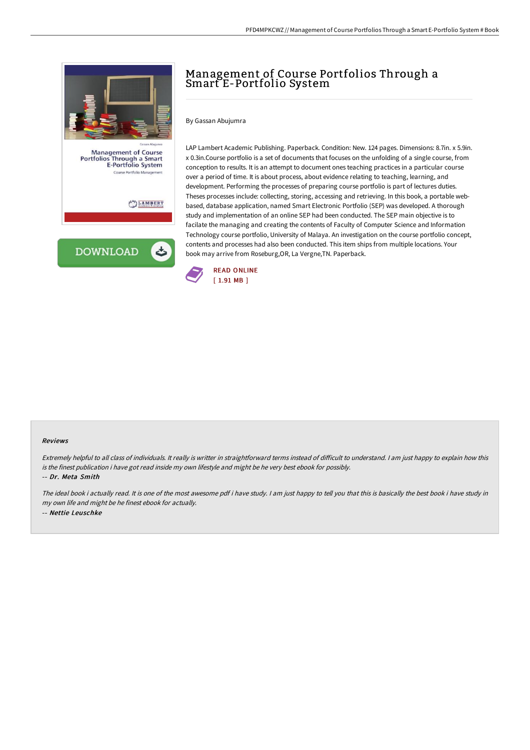# Management of Course Portfolios Through a Smart E-Portfolio System

By Gassan Abujumra

LAP Lambert Academic Publishing. Paperback. Condition: New. 124 pages. Dimensions: 8.7in. x 5.9in. x 0.3in.Course portfolio is a set of documents that focuses on the unfolding of a single course, from conception to results. It is an attempt to document ones teaching practices in a particular course over a period of time. It is about process, about evidence relating to teaching, learning, and development. Performing the processes of preparing course portfolio is part of lectures duties. Theses processes include: collecting, storing, accessing and retrieving. In this book, a portable web-based, database application, named Smart Electronic Portfolio (SEP) was developed. A thorough study and implementation of an online SEP had been conducted. The SEP main objective is to facilate the managing and creating the contents of Faculty of Computer Science and Information Technology course portfolio, University of Malaya. An investigation on the course portfolio concept, contents and processes had also been conducted. This item ships from multiple locations. Your book may arrive from Roseburg,OR, La Vergne,TN. Paperback.

READ ONLINE
[ 1.91 MB ]

### Reviews

*Extremely helpful to all class of individuals. It really is writter in straightforward terms instead of difficult to understand. I am just happy to explain how this is the finest publication i have got read inside my own lifestyle and might be he very best ebook for possibly.*

-- ***Dr. Meta Smith***

*The ideal book i actually read. It is one of the most awesome pdf i have study. I am just happy to tell you that this is basically the best book i have study in my own life and might be he finest ebook for actually.*

-- ***Nettie Leuschke***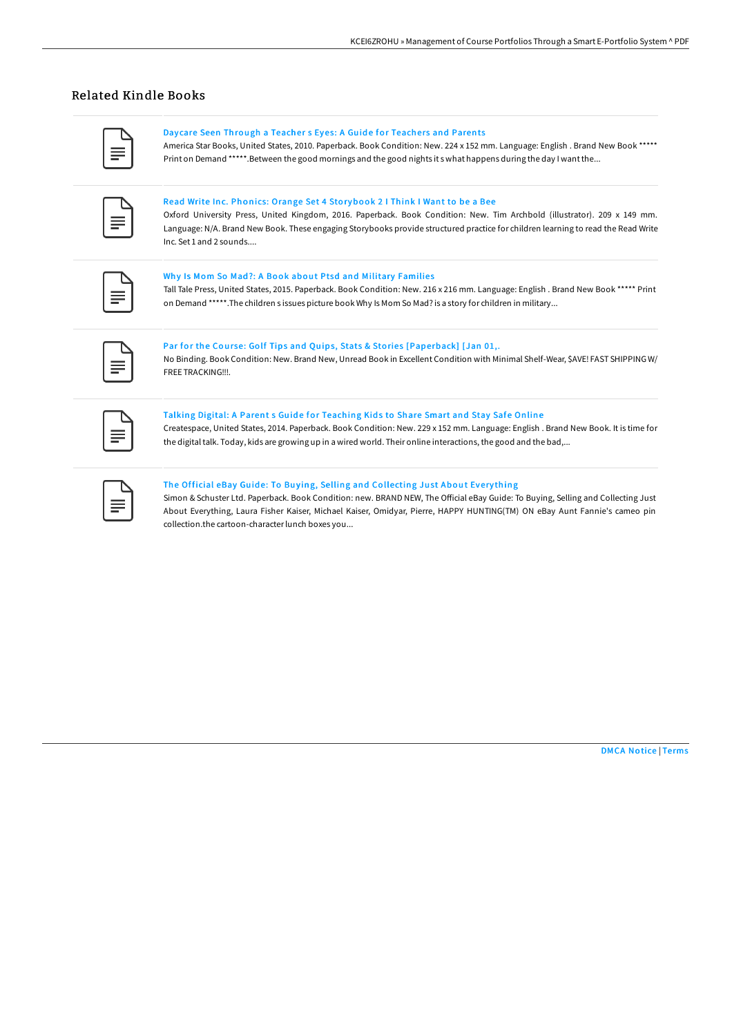## Related Kindle Books

### Daycare Seen Through a Teacher s Eyes: A Guide for Teachers and Parents

America Star Books, United States, 2010. Paperback. Book Condition: New. 224 x 152 mm. Language: English . Brand New Book ***** Print on Demand *****.Between the good mornings and the good nights it s what happens during the day I want the...

### Read Write Inc. Phonics: Orange Set 4 Storybook 2 I Think I Want to be a Bee

Oxford University Press, United Kingdom, 2016. Paperback. Book Condition: New. Tim Archbold (illustrator). 209 x 149 mm. Language: N/A. Brand New Book. These engaging Storybooks provide structured practice for children learning to read the Read Write Inc. Set 1 and 2 sounds....

### Why Is Mom So Mad?: A Book about Ptsd and Military Families

Tall Tale Press, United States, 2015. Paperback. Book Condition: New. 216 x 216 mm. Language: English . Brand New Book ***** Print on Demand *****.The children s issues picture book Why Is Mom So Mad? is a story for children in military...

### Par for the Course: Golf Tips and Quips, Stats & Stories [Paperback] [Jan 01,.

No Binding. Book Condition: New. Brand New, Unread Book in Excellent Condition with Minimal Shelf-Wear, $AVE! FAST SHIPPING W/ FREE TRACKING!!!.

### Talking Digital: A Parent s Guide for Teaching Kids to Share Smart and Stay Safe Online

Createspace, United States, 2014. Paperback. Book Condition: New. 229 x 152 mm. Language: English . Brand New Book. It is time for the digital talk. Today, kids are growing up in a wired world. Their online interactions, the good and the bad,...

### The Official eBay Guide: To Buying, Selling and Collecting Just About Everything

Simon & Schuster Ltd. Paperback. Book Condition: new. BRAND NEW, The Official eBay Guide: To Buying, Selling and Collecting Just About Everything, Laura Fisher Kaiser, Michael Kaiser, Omidyar, Pierre, HAPPY HUNTING(TM) ON eBay Aunt Fannie's cameo pin collection.the cartoon-character lunch boxes you...